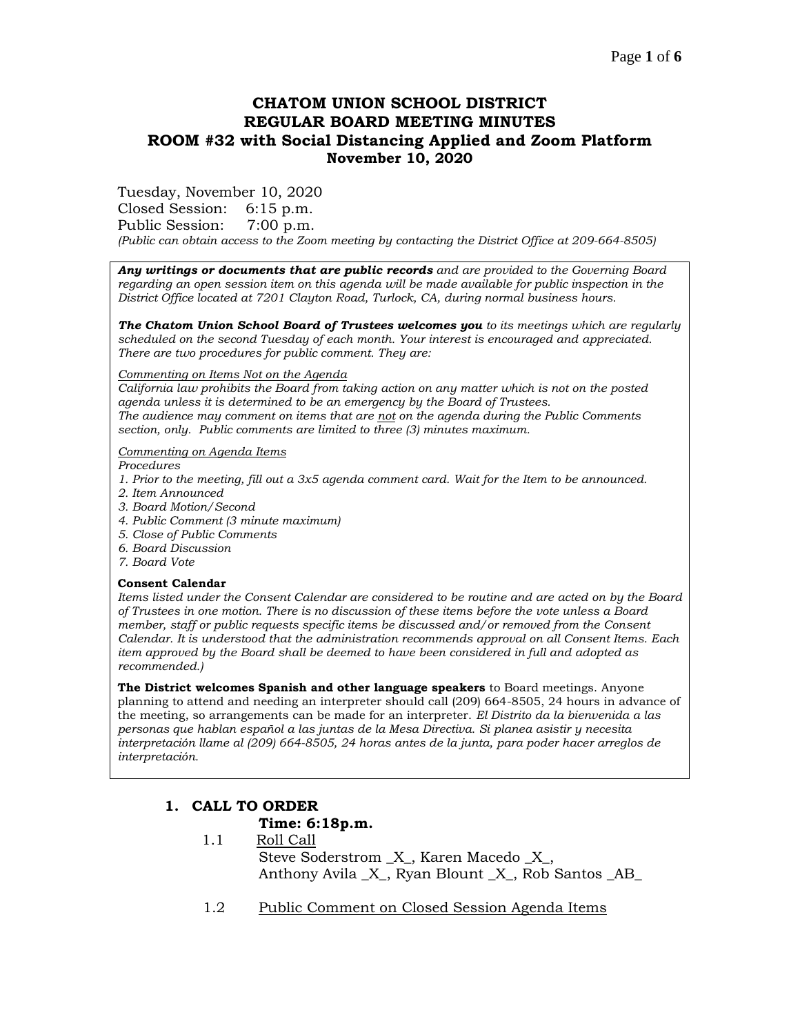# CHATOM UNION SCHOOL DISTRICT
# REGULAR BOARD MEETING MINUTES
# ROOM #32 with Social Distancing Applied and Zoom Platform
## November 10, 2020

Tuesday, November 10, 2020
Closed Session: 6:15 p.m.
Public Session: 7:00 p.m.
*(Public can obtain access to the Zoom meeting by contacting the District Office at 209-664-8505)*

***Any writings or documents that are public records*** *and are provided to the Governing Board regarding an open session item on this agenda will be made available for public inspection in the District Office located at 7201 Clayton Road, Turlock, CA, during normal business hours.*

***The Chatom Union School Board of Trustees welcomes you*** *to its meetings which are regularly scheduled on the second Tuesday of each month. Your interest is encouraged and appreciated. There are two procedures for public comment. They are:*

*Commenting on Items Not on the Agenda*
*California law prohibits the Board from taking action on any matter which is not on the posted agenda unless it is determined to be an emergency by the Board of Trustees.*
*The audience may comment on items that are not on the agenda during the Public Comments section, only. Public comments are limited to three (3) minutes maximum.*

*Commenting on Agenda Items*
*Procedures*
*1. Prior to the meeting, fill out a 3x5 agenda comment card. Wait for the Item to be announced.*
*2. Item Announced*
*3. Board Motion/Second*
*4. Public Comment (3 minute maximum)*
*5. Close of Public Comments*
*6. Board Discussion*
*7. Board Vote*

**Consent Calendar**
*Items listed under the Consent Calendar are considered to be routine and are acted on by the Board of Trustees in one motion. There is no discussion of these items before the vote unless a Board member, staff or public requests specific items be discussed and/or removed from the Consent Calendar. It is understood that the administration recommends approval on all Consent Items. Each item approved by the Board shall be deemed to have been considered in full and adopted as recommended.)*

**The District welcomes Spanish and other language speakers** to Board meetings. Anyone planning to attend and needing an interpreter should call (209) 664-8505, 24 hours in advance of the meeting, so arrangements can be made for an interpreter. *El Distrito da la bienvenida a las personas que hablan español a las juntas de la Mesa Directiva. Si planea asistir y necesita interpretación llame al (209) 664-8505, 24 horas antes de la junta, para poder hacer arreglos de interpretación.*

## 1. CALL TO ORDER

**Time: 6:18p.m.**

1.1 Roll Call
Steve Soderstrom _X_, Karen Macedo _X_,
Anthony Avila _X_, Ryan Blount _X_, Rob Santos _AB_

1.2 Public Comment on Closed Session Agenda Items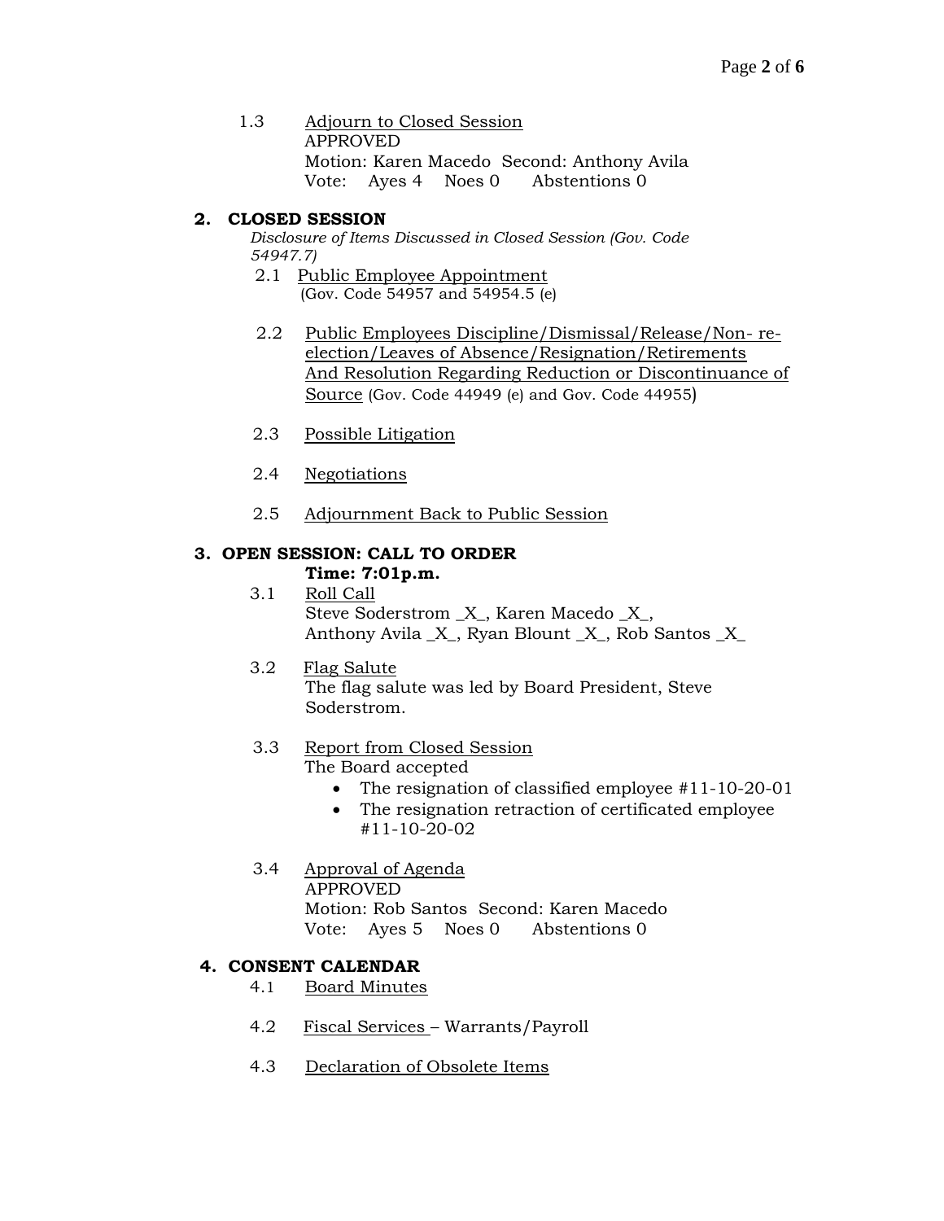1.3 Adjourn to Closed Session
APPROVED
Motion: Karen Macedo Second: Anthony Avila
Vote: Ayes 4 Noes 0 Abstentions 0

## 2. CLOSED SESSION

*Disclosure of Items Discussed in Closed Session (Gov. Code 54947.7)*

2.1 Public Employee Appointment
(Gov. Code 54957 and 54954.5 (e)

2.2 Public Employees Discipline/Dismissal/Release/Non- re-election/Leaves of Absence/Resignation/Retirements And Resolution Regarding Reduction or Discontinuance of Source (Gov. Code 44949 (e) and Gov. Code 44955)

2.3 Possible Litigation

2.4 Negotiations

2.5 Adjournment Back to Public Session

## 3. OPEN SESSION: CALL TO ORDER

**Time: 7:01p.m.**

3.1 Roll Call
Steve Soderstrom _X_, Karen Macedo _X_,
Anthony Avila _X_, Ryan Blount _X_, Rob Santos _X_

3.2 Flag Salute
The flag salute was led by Board President, Steve Soderstrom.

3.3 Report from Closed Session
The Board accepted

- The resignation of classified employee #11-10-20-01
- The resignation retraction of certificated employee #11-10-20-02

3.4 Approval of Agenda
APPROVED
Motion: Rob Santos Second: Karen Macedo
Vote: Ayes 5 Noes 0 Abstentions 0

## 4. CONSENT CALENDAR

4.1 Board Minutes

4.2 Fiscal Services – Warrants/Payroll

4.3 Declaration of Obsolete Items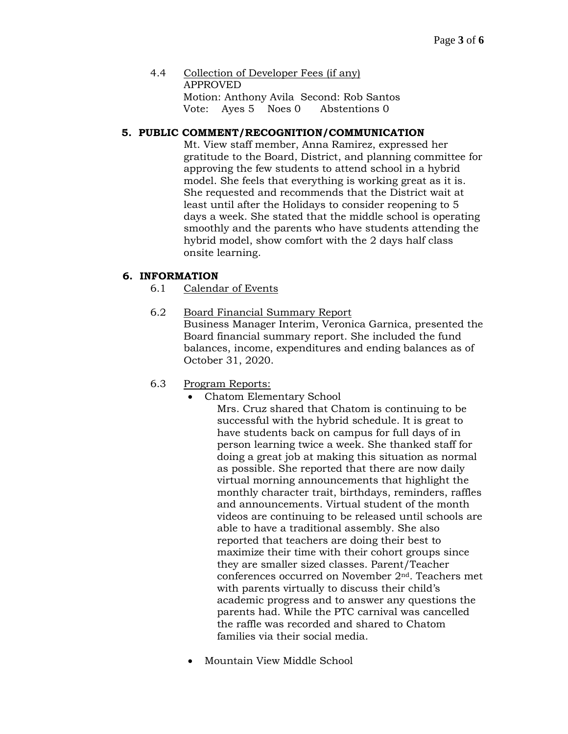4.4 Collection of Developer Fees (if any)
APPROVED
Motion: Anthony Avila Second: Rob Santos
Vote: Ayes 5 Noes 0 Abstentions 0

## 5. PUBLIC COMMENT/RECOGNITION/COMMUNICATION

Mt. View staff member, Anna Ramirez, expressed her gratitude to the Board, District, and planning committee for approving the few students to attend school in a hybrid model. She feels that everything is working great as it is. She requested and recommends that the District wait at least until after the Holidays to consider reopening to 5 days a week. She stated that the middle school is operating smoothly and the parents who have students attending the hybrid model, show comfort with the 2 days half class onsite learning.

## 6. INFORMATION

6.1 Calendar of Events

6.2 Board Financial Summary Report
Business Manager Interim, Veronica Garnica, presented the Board financial summary report. She included the fund balances, income, expenditures and ending balances as of October 31, 2020.

6.3 Program Reports:

- Chatom Elementary School
  Mrs. Cruz shared that Chatom is continuing to be successful with the hybrid schedule. It is great to have students back on campus for full days of in person learning twice a week. She thanked staff for doing a great job at making this situation as normal as possible. She reported that there are now daily virtual morning announcements that highlight the monthly character trait, birthdays, reminders, raffles and announcements. Virtual student of the month videos are continuing to be released until schools are able to have a traditional assembly. She also reported that teachers are doing their best to maximize their time with their cohort groups since they are smaller sized classes. Parent/Teacher conferences occurred on November 2nd. Teachers met with parents virtually to discuss their child's academic progress and to answer any questions the parents had. While the PTC carnival was cancelled the raffle was recorded and shared to Chatom families via their social media.

- Mountain View Middle School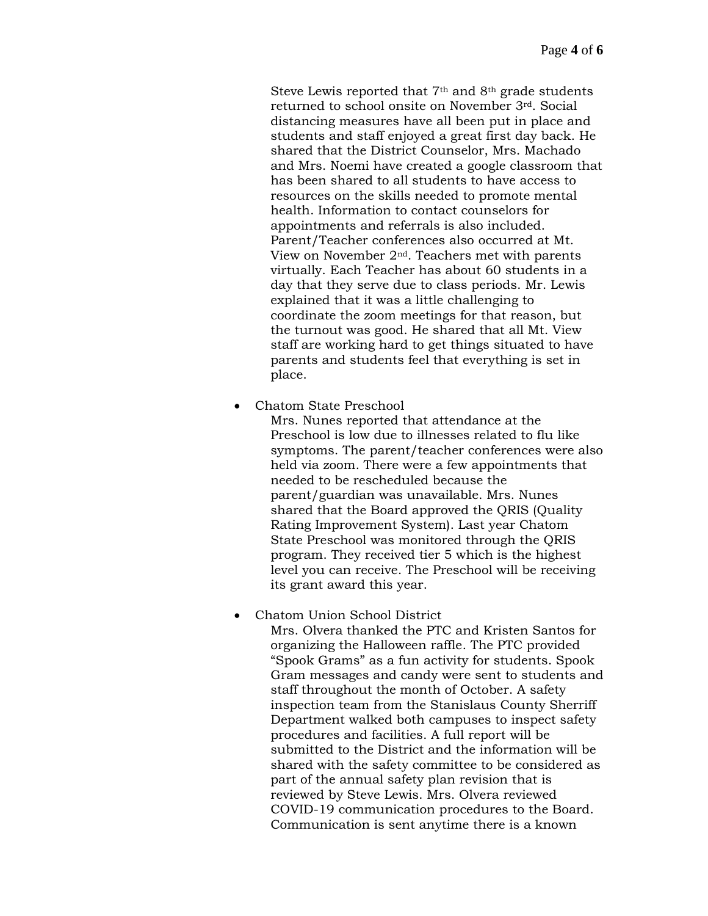Steve Lewis reported that 7th and 8th grade students returned to school onsite on November 3rd. Social distancing measures have all been put in place and students and staff enjoyed a great first day back. He shared that the District Counselor, Mrs. Machado and Mrs. Noemi have created a google classroom that has been shared to all students to have access to resources on the skills needed to promote mental health. Information to contact counselors for appointments and referrals is also included. Parent/Teacher conferences also occurred at Mt. View on November 2nd. Teachers met with parents virtually. Each Teacher has about 60 students in a day that they serve due to class periods. Mr. Lewis explained that it was a little challenging to coordinate the zoom meetings for that reason, but the turnout was good. He shared that all Mt. View staff are working hard to get things situated to have parents and students feel that everything is set in place.

- Chatom State Preschool

  Mrs. Nunes reported that attendance at the Preschool is low due to illnesses related to flu like symptoms. The parent/teacher conferences were also held via zoom. There were a few appointments that needed to be rescheduled because the parent/guardian was unavailable. Mrs. Nunes shared that the Board approved the QRIS (Quality Rating Improvement System). Last year Chatom State Preschool was monitored through the QRIS program. They received tier 5 which is the highest level you can receive. The Preschool will be receiving its grant award this year.

- Chatom Union School District

  Mrs. Olvera thanked the PTC and Kristen Santos for organizing the Halloween raffle. The PTC provided "Spook Grams" as a fun activity for students. Spook Gram messages and candy were sent to students and staff throughout the month of October. A safety inspection team from the Stanislaus County Sherriff Department walked both campuses to inspect safety procedures and facilities. A full report will be submitted to the District and the information will be shared with the safety committee to be considered as part of the annual safety plan revision that is reviewed by Steve Lewis. Mrs. Olvera reviewed COVID-19 communication procedures to the Board. Communication is sent anytime there is a known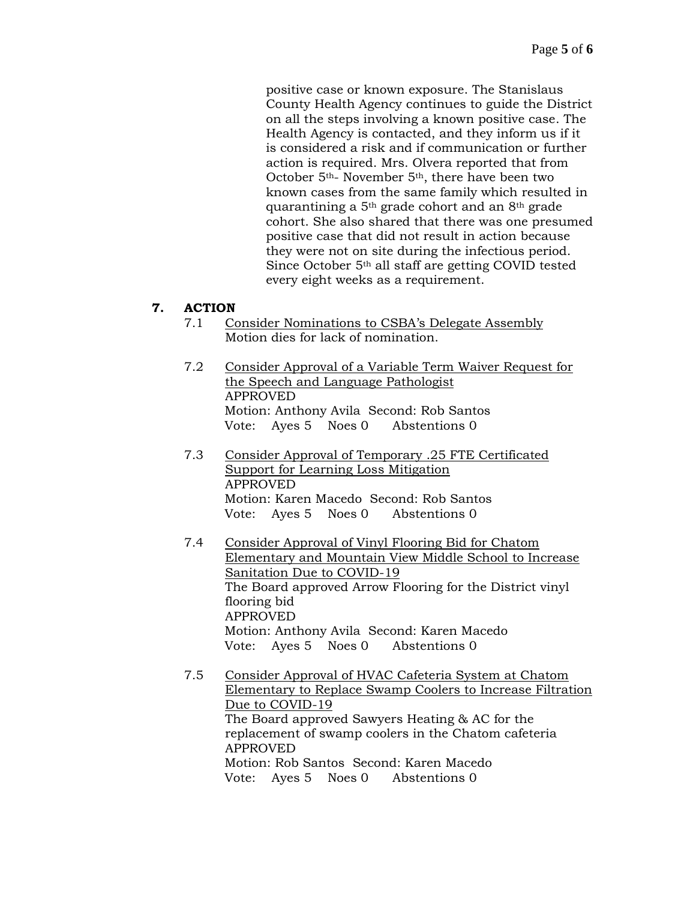positive case or known exposure. The Stanislaus County Health Agency continues to guide the District on all the steps involving a known positive case. The Health Agency is contacted, and they inform us if it is considered a risk and if communication or further action is required. Mrs. Olvera reported that from October 5th- November 5th, there have been two known cases from the same family which resulted in quarantining a 5th grade cohort and an 8th grade cohort. She also shared that there was one presumed positive case that did not result in action because they were not on site during the infectious period. Since October 5th all staff are getting COVID tested every eight weeks as a requirement.

## 7. ACTION

7.1 Consider Nominations to CSBA's Delegate Assembly
Motion dies for lack of nomination.

7.2 Consider Approval of a Variable Term Waiver Request for the Speech and Language Pathologist
APPROVED
Motion: Anthony Avila Second: Rob Santos
Vote: Ayes 5 Noes 0 Abstentions 0

7.3 Consider Approval of Temporary .25 FTE Certificated Support for Learning Loss Mitigation
APPROVED
Motion: Karen Macedo Second: Rob Santos
Vote: Ayes 5 Noes 0 Abstentions 0

7.4 Consider Approval of Vinyl Flooring Bid for Chatom Elementary and Mountain View Middle School to Increase Sanitation Due to COVID-19
The Board approved Arrow Flooring for the District vinyl flooring bid
APPROVED
Motion: Anthony Avila Second: Karen Macedo
Vote: Ayes 5 Noes 0 Abstentions 0

7.5 Consider Approval of HVAC Cafeteria System at Chatom Elementary to Replace Swamp Coolers to Increase Filtration Due to COVID-19
The Board approved Sawyers Heating & AC for the replacement of swamp coolers in the Chatom cafeteria
APPROVED
Motion: Rob Santos Second: Karen Macedo
Vote: Ayes 5 Noes 0 Abstentions 0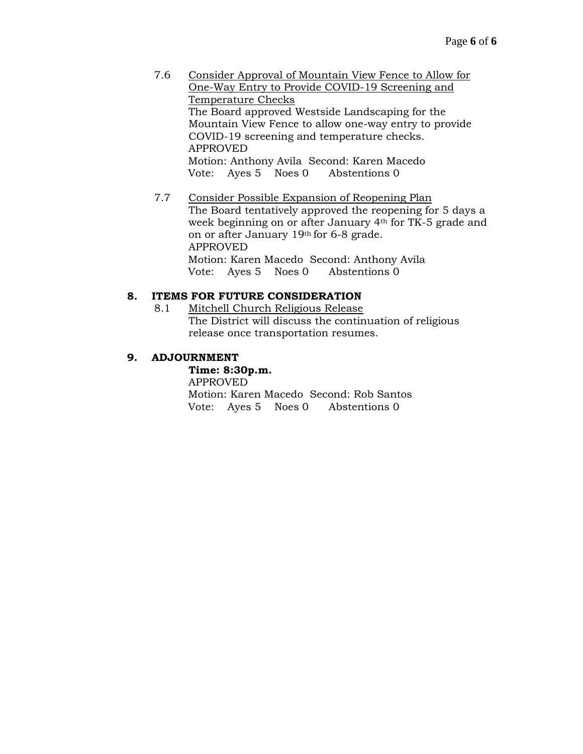7.6 Consider Approval of Mountain View Fence to Allow for One-Way Entry to Provide COVID-19 Screening and Temperature Checks

The Board approved Westside Landscaping for the Mountain View Fence to allow one-way entry to provide COVID-19 screening and temperature checks.

APPROVED

Motion: Anthony Avila Second: Karen Macedo

Vote: Ayes 5 Noes 0 Abstentions 0

7.7 Consider Possible Expansion of Reopening Plan

The Board tentatively approved the reopening for 5 days a week beginning on or after January 4th for TK-5 grade and on or after January 19th for 6-8 grade.

APPROVED

Motion: Karen Macedo Second: Anthony Avila

Vote: Ayes 5 Noes 0 Abstentions 0

## 8. ITEMS FOR FUTURE CONSIDERATION

8.1 Mitchell Church Religious Release

The District will discuss the continuation of religious release once transportation resumes.

## 9. ADJOURNMENT

**Time: 8:30p.m.**

APPROVED

Motion: Karen Macedo Second: Rob Santos

Vote: Ayes 5 Noes 0 Abstentions 0